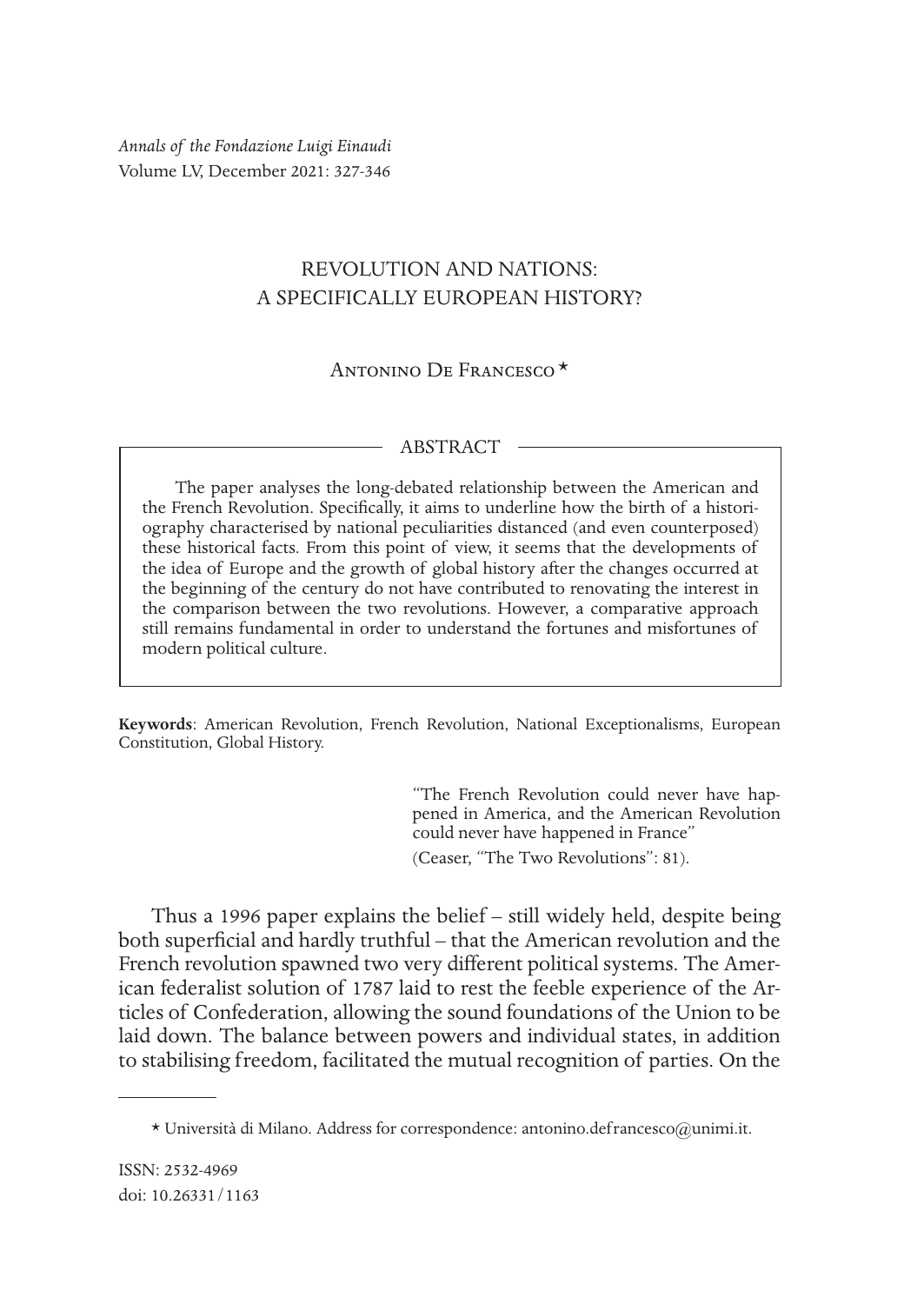*Annals of the Fondazione Luigi Einaudi*
Volume LV, December 2021: 327-346

# REVOLUTION AND NATIONS: A SPECIFICALLY EUROPEAN HISTORY?

Antonino De Francesco *

## ABSTRACT

The paper analyses the long-debated relationship between the American and the French Revolution. Specifically, it aims to underline how the birth of a historiography characterised by national peculiarities distanced (and even counterposed) these historical facts. From this point of view, it seems that the developments of the idea of Europe and the growth of global history after the changes occurred at the beginning of the century do not have contributed to renovating the interest in the comparison between the two revolutions. However, a comparative approach still remains fundamental in order to understand the fortunes and misfortunes of modern political culture.

**Keywords**: American Revolution, French Revolution, National Exceptionalisms, European Constitution, Global History.

> "The French Revolution could never have happened in America, and the American Revolution could never have happened in France"
> (Ceaser, "The Two Revolutions": 81).

Thus a 1996 paper explains the belief – still widely held, despite being both superficial and hardly truthful – that the American revolution and the French revolution spawned two very different political systems. The American federalist solution of 1787 laid to rest the feeble experience of the Articles of Confederation, allowing the sound foundations of the Union to be laid down. The balance between powers and individual states, in addition to stabilising freedom, facilitated the mutual recognition of parties. On the

* Università di Milano. Address for correspondence: antonino.defrancesco@unimi.it.

ISSN: 2532-4969
doi: 10.26331/1163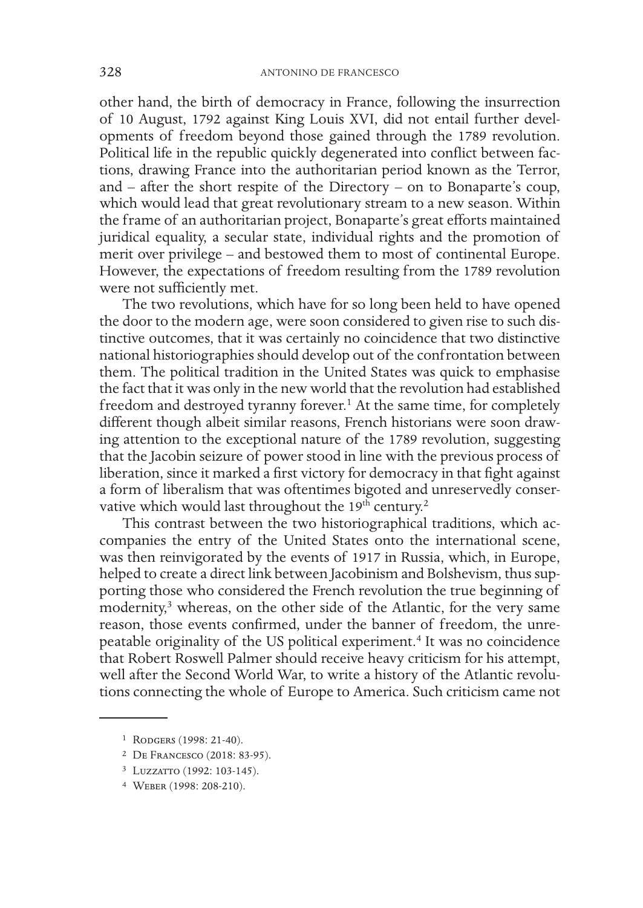other hand, the birth of democracy in France, following the insurrection of 10 August, 1792 against King Louis XVI, did not entail further developments of freedom beyond those gained through the 1789 revolution. Political life in the republic quickly degenerated into conflict between factions, drawing France into the authoritarian period known as the Terror, and – after the short respite of the Directory – on to Bonaparte's coup, which would lead that great revolutionary stream to a new season. Within the frame of an authoritarian project, Bonaparte's great efforts maintained juridical equality, a secular state, individual rights and the promotion of merit over privilege – and bestowed them to most of continental Europe. However, the expectations of freedom resulting from the 1789 revolution were not sufficiently met.

The two revolutions, which have for so long been held to have opened the door to the modern age, were soon considered to given rise to such distinctive outcomes, that it was certainly no coincidence that two distinctive national historiographies should develop out of the confrontation between them. The political tradition in the United States was quick to emphasise the fact that it was only in the new world that the revolution had established freedom and destroyed tyranny forever.[1] At the same time, for completely different though albeit similar reasons, French historians were soon drawing attention to the exceptional nature of the 1789 revolution, suggesting that the Jacobin seizure of power stood in line with the previous process of liberation, since it marked a first victory for democracy in that fight against a form of liberalism that was oftentimes bigoted and unreservedly conservative which would last throughout the 19th century.[2]

This contrast between the two historiographical traditions, which accompanies the entry of the United States onto the international scene, was then reinvigorated by the events of 1917 in Russia, which, in Europe, helped to create a direct link between Jacobinism and Bolshevism, thus supporting those who considered the French revolution the true beginning of modernity,[3] whereas, on the other side of the Atlantic, for the very same reason, those events confirmed, under the banner of freedom, the unrepeatable originality of the US political experiment.[4] It was no coincidence that Robert Roswell Palmer should receive heavy criticism for his attempt, well after the Second World War, to write a history of the Atlantic revolutions connecting the whole of Europe to America. Such criticism came not

---

[1] Rodgers (1998: 21-40).

[2] De Francesco (2018: 83-95).

[3] Luzzatto (1992: 103-145).

[4] Weber (1998: 208-210).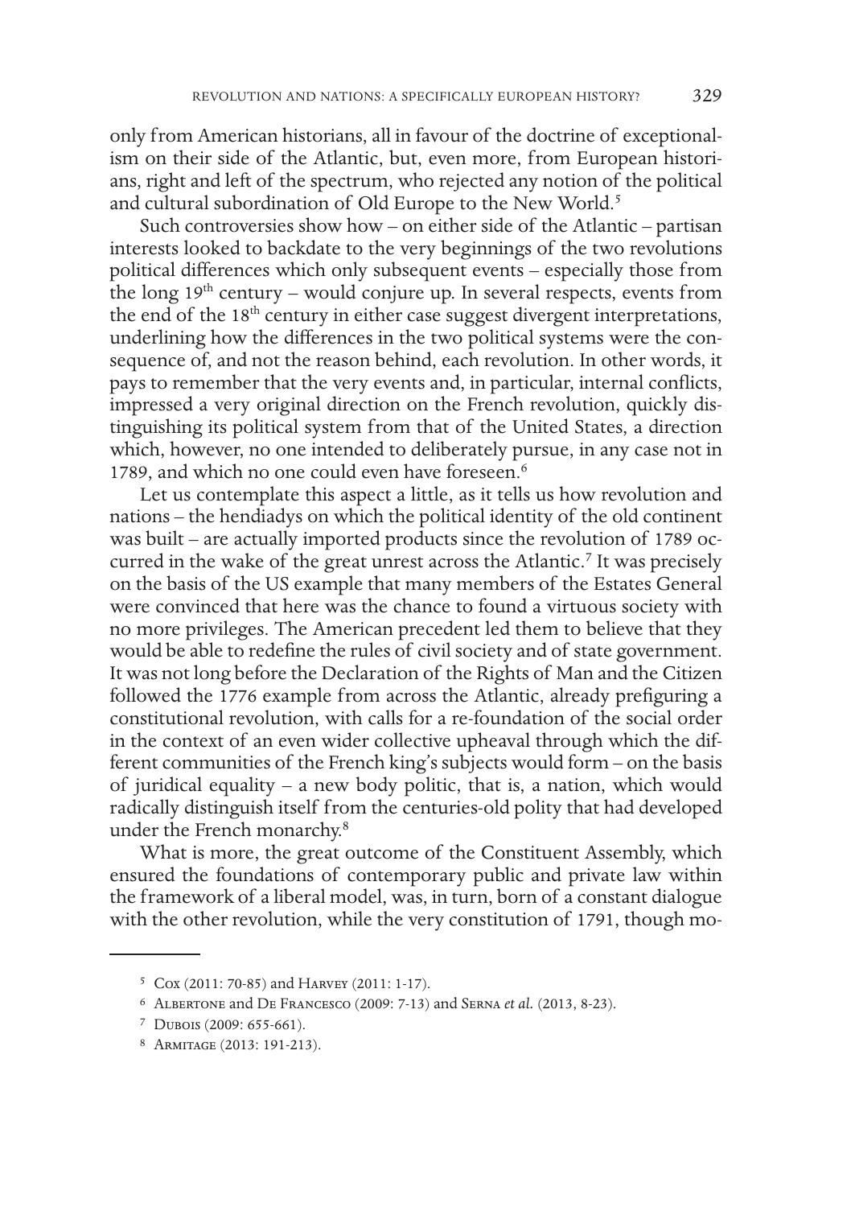only from American historians, all in favour of the doctrine of exceptionalism on their side of the Atlantic, but, even more, from European historians, right and left of the spectrum, who rejected any notion of the political and cultural subordination of Old Europe to the New World.[5]

Such controversies show how – on either side of the Atlantic – partisan interests looked to backdate to the very beginnings of the two revolutions political differences which only subsequent events – especially those from the long 19th century – would conjure up. In several respects, events from the end of the 18th century in either case suggest divergent interpretations, underlining how the differences in the two political systems were the consequence of, and not the reason behind, each revolution. In other words, it pays to remember that the very events and, in particular, internal conflicts, impressed a very original direction on the French revolution, quickly distinguishing its political system from that of the United States, a direction which, however, no one intended to deliberately pursue, in any case not in 1789, and which no one could even have foreseen.[6]

Let us contemplate this aspect a little, as it tells us how revolution and nations – the hendiadys on which the political identity of the old continent was built – are actually imported products since the revolution of 1789 occurred in the wake of the great unrest across the Atlantic.[7] It was precisely on the basis of the US example that many members of the Estates General were convinced that here was the chance to found a virtuous society with no more privileges. The American precedent led them to believe that they would be able to redefine the rules of civil society and of state government. It was not long before the Declaration of the Rights of Man and the Citizen followed the 1776 example from across the Atlantic, already prefiguring a constitutional revolution, with calls for a re-foundation of the social order in the context of an even wider collective upheaval through which the different communities of the French king's subjects would form – on the basis of juridical equality – a new body politic, that is, a nation, which would radically distinguish itself from the centuries-old polity that had developed under the French monarchy.[8]

What is more, the great outcome of the Constituent Assembly, which ensured the foundations of contemporary public and private law within the framework of a liberal model, was, in turn, born of a constant dialogue with the other revolution, while the very constitution of 1791, though mo-

---

[5] Cox (2011: 70-85) and Harvey (2011: 1-17).

[6] Albertone and De Francesco (2009: 7-13) and Serna *et al.* (2013, 8-23).

[7] Dubois (2009: 655-661).

[8] Armitage (2013: 191-213).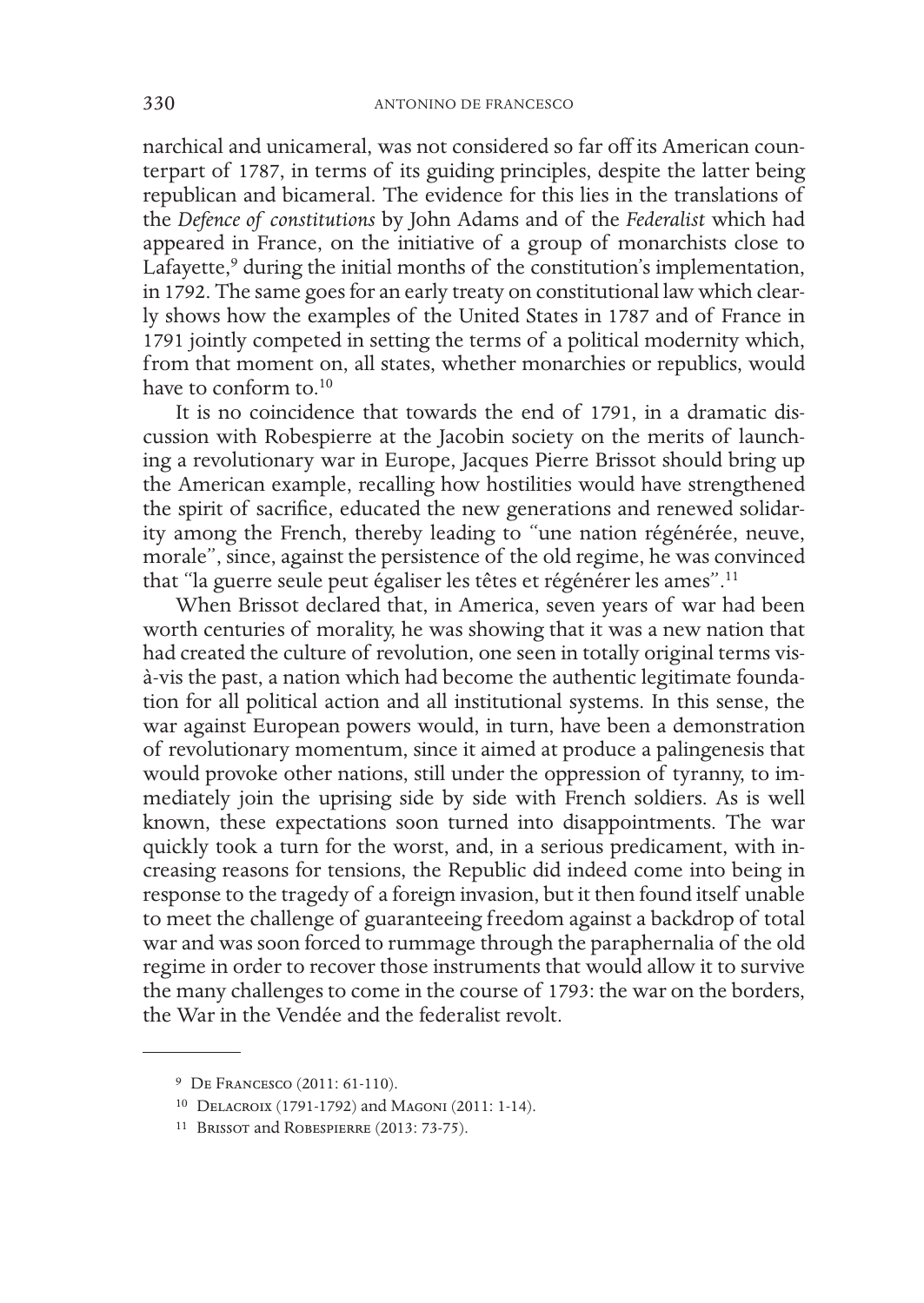narchical and unicameral, was not considered so far off its American counterpart of 1787, in terms of its guiding principles, despite the latter being republican and bicameral. The evidence for this lies in the translations of the *Defence of constitutions* by John Adams and of the *Federalist* which had appeared in France, on the initiative of a group of monarchists close to Lafayette,[9] during the initial months of the constitution's implementation, in 1792. The same goes for an early treaty on constitutional law which clearly shows how the examples of the United States in 1787 and of France in 1791 jointly competed in setting the terms of a political modernity which, from that moment on, all states, whether monarchies or republics, would have to conform to.[10]

It is no coincidence that towards the end of 1791, in a dramatic discussion with Robespierre at the Jacobin society on the merits of launching a revolutionary war in Europe, Jacques Pierre Brissot should bring up the American example, recalling how hostilities would have strengthened the spirit of sacrifice, educated the new generations and renewed solidarity among the French, thereby leading to "une nation régénérée, neuve, morale", since, against the persistence of the old regime, he was convinced that "la guerre seule peut égaliser les têtes et régénérer les ames".[11]

When Brissot declared that, in America, seven years of war had been worth centuries of morality, he was showing that it was a new nation that had created the culture of revolution, one seen in totally original terms vis-à-vis the past, a nation which had become the authentic legitimate foundation for all political action and all institutional systems. In this sense, the war against European powers would, in turn, have been a demonstration of revolutionary momentum, since it aimed at produce a palingenesis that would provoke other nations, still under the oppression of tyranny, to immediately join the uprising side by side with French soldiers. As is well known, these expectations soon turned into disappointments. The war quickly took a turn for the worst, and, in a serious predicament, with increasing reasons for tensions, the Republic did indeed come into being in response to the tragedy of a foreign invasion, but it then found itself unable to meet the challenge of guaranteeing freedom against a backdrop of total war and was soon forced to rummage through the paraphernalia of the old regime in order to recover those instruments that would allow it to survive the many challenges to come in the course of 1793: the war on the borders, the War in the Vendée and the federalist revolt.

---

[9] De Francesco (2011: 61-110).

[10] Delacroix (1791-1792) and Magoni (2011: 1-14).

[11] Brissot and Robespierre (2013: 73-75).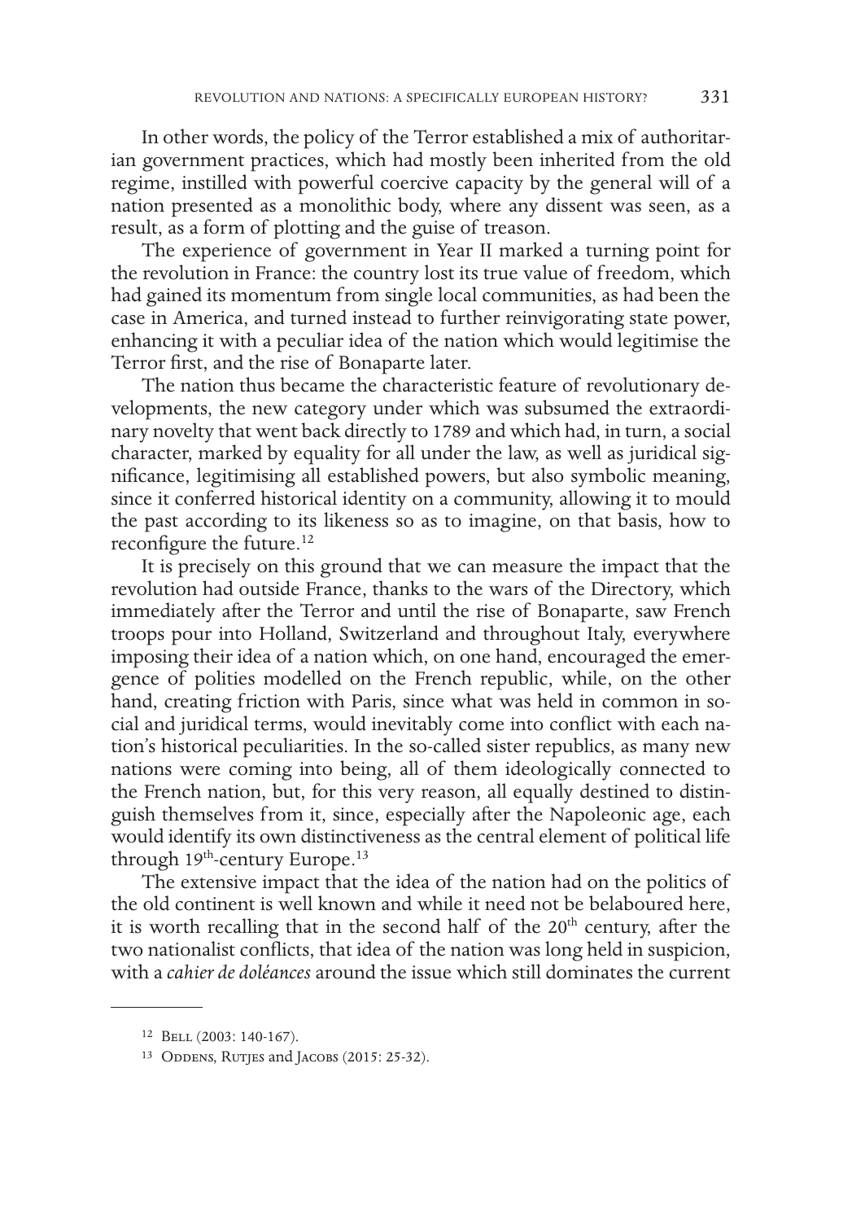In other words, the policy of the Terror established a mix of authoritarian government practices, which had mostly been inherited from the old regime, instilled with powerful coercive capacity by the general will of a nation presented as a monolithic body, where any dissent was seen, as a result, as a form of plotting and the guise of treason.

The experience of government in Year II marked a turning point for the revolution in France: the country lost its true value of freedom, which had gained its momentum from single local communities, as had been the case in America, and turned instead to further reinvigorating state power, enhancing it with a peculiar idea of the nation which would legitimise the Terror first, and the rise of Bonaparte later.

The nation thus became the characteristic feature of revolutionary developments, the new category under which was subsumed the extraordinary novelty that went back directly to 1789 and which had, in turn, a social character, marked by equality for all under the law, as well as juridical significance, legitimising all established powers, but also symbolic meaning, since it conferred historical identity on a community, allowing it to mould the past according to its likeness so as to imagine, on that basis, how to reconfigure the future.[12]

It is precisely on this ground that we can measure the impact that the revolution had outside France, thanks to the wars of the Directory, which immediately after the Terror and until the rise of Bonaparte, saw French troops pour into Holland, Switzerland and throughout Italy, everywhere imposing their idea of a nation which, on one hand, encouraged the emergence of polities modelled on the French republic, while, on the other hand, creating friction with Paris, since what was held in common in social and juridical terms, would inevitably come into conflict with each nation's historical peculiarities. In the so-called sister republics, as many new nations were coming into being, all of them ideologically connected to the French nation, but, for this very reason, all equally destined to distinguish themselves from it, since, especially after the Napoleonic age, each would identify its own distinctiveness as the central element of political life through 19th-century Europe.[13]

The extensive impact that the idea of the nation had on the politics of the old continent is well known and while it need not be belaboured here, it is worth recalling that in the second half of the 20th century, after the two nationalist conflicts, that idea of the nation was long held in suspicion, with a *cahier de doléances* around the issue which still dominates the current

---

[12] Bell (2003: 140-167).

[13] Oddens, Rutjes and Jacobs (2015: 25-32).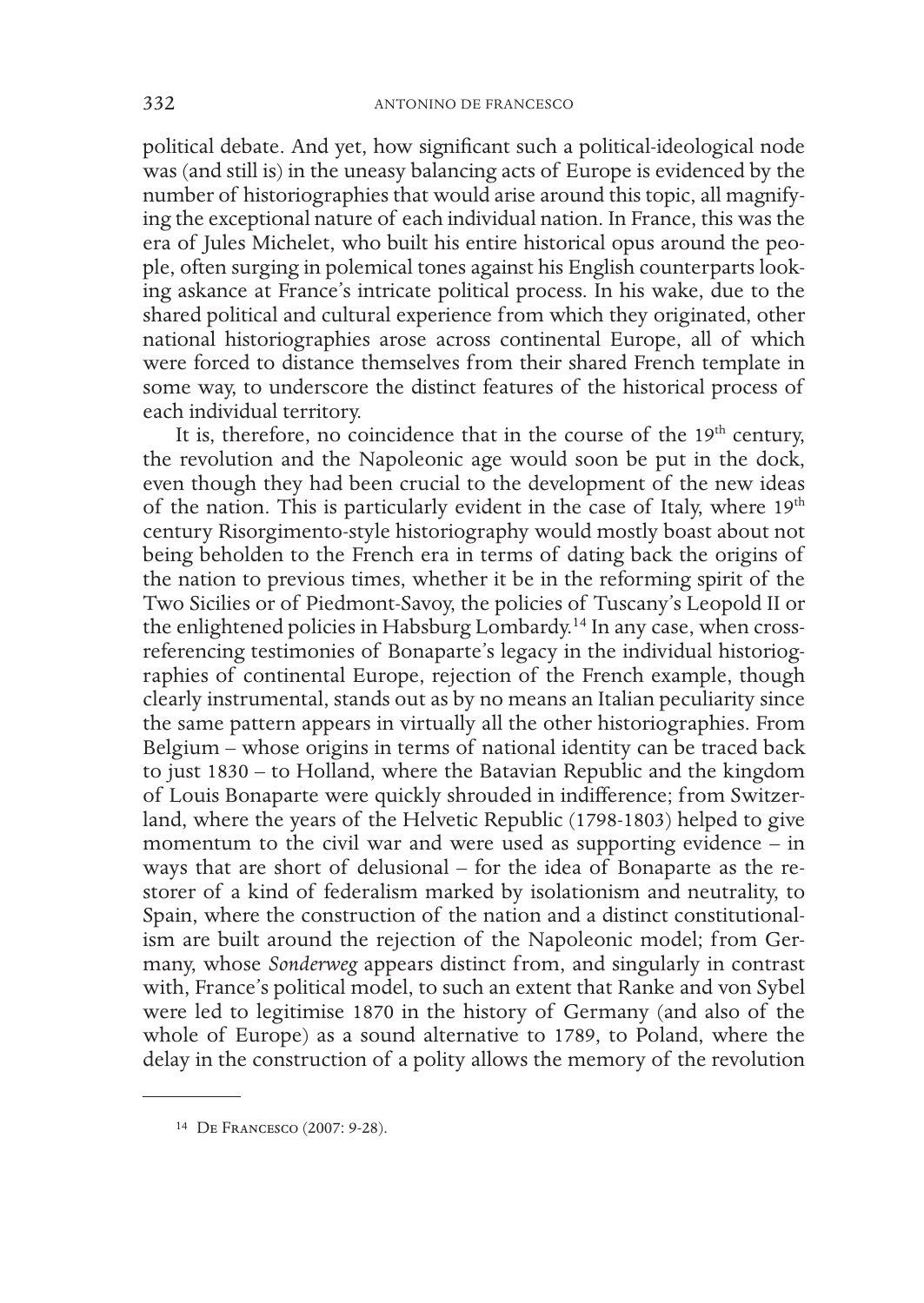political debate. And yet, how significant such a political-ideological node was (and still is) in the uneasy balancing acts of Europe is evidenced by the number of historiographies that would arise around this topic, all magnifying the exceptional nature of each individual nation. In France, this was the era of Jules Michelet, who built his entire historical opus around the people, often surging in polemical tones against his English counterparts looking askance at France's intricate political process. In his wake, due to the shared political and cultural experience from which they originated, other national historiographies arose across continental Europe, all of which were forced to distance themselves from their shared French template in some way, to underscore the distinct features of the historical process of each individual territory.

It is, therefore, no coincidence that in the course of the 19th century, the revolution and the Napoleonic age would soon be put in the dock, even though they had been crucial to the development of the new ideas of the nation. This is particularly evident in the case of Italy, where 19th century Risorgimento-style historiography would mostly boast about not being beholden to the French era in terms of dating back the origins of the nation to previous times, whether it be in the reforming spirit of the Two Sicilies or of Piedmont-Savoy, the policies of Tuscany's Leopold II or the enlightened policies in Habsburg Lombardy.[14] In any case, when cross-referencing testimonies of Bonaparte's legacy in the individual historiographies of continental Europe, rejection of the French example, though clearly instrumental, stands out as by no means an Italian peculiarity since the same pattern appears in virtually all the other historiographies. From Belgium – whose origins in terms of national identity can be traced back to just 1830 – to Holland, where the Batavian Republic and the kingdom of Louis Bonaparte were quickly shrouded in indifference; from Switzerland, where the years of the Helvetic Republic (1798-1803) helped to give momentum to the civil war and were used as supporting evidence – in ways that are short of delusional – for the idea of Bonaparte as the restorer of a kind of federalism marked by isolationism and neutrality, to Spain, where the construction of the nation and a distinct constitutionalism are built around the rejection of the Napoleonic model; from Germany, whose *Sonderweg* appears distinct from, and singularly in contrast with, France's political model, to such an extent that Ranke and von Sybel were led to legitimise 1870 in the history of Germany (and also of the whole of Europe) as a sound alternative to 1789, to Poland, where the delay in the construction of a polity allows the memory of the revolution

---

[14] De Francesco (2007: 9-28).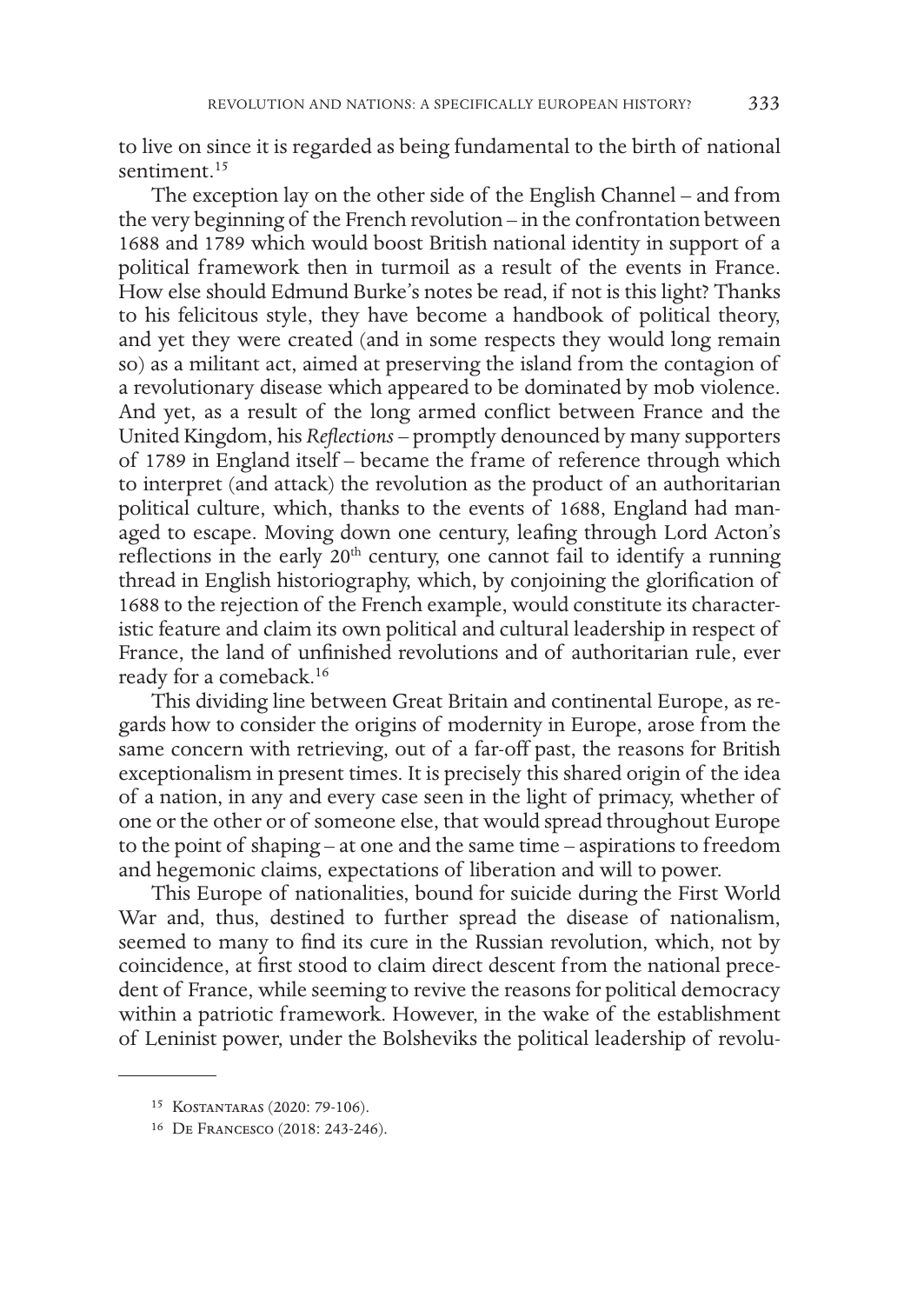to live on since it is regarded as being fundamental to the birth of national sentiment.[15]

The exception lay on the other side of the English Channel – and from the very beginning of the French revolution – in the confrontation between 1688 and 1789 which would boost British national identity in support of a political framework then in turmoil as a result of the events in France. How else should Edmund Burke's notes be read, if not is this light? Thanks to his felicitous style, they have become a handbook of political theory, and yet they were created (and in some respects they would long remain so) as a militant act, aimed at preserving the island from the contagion of a revolutionary disease which appeared to be dominated by mob violence. And yet, as a result of the long armed conflict between France and the United Kingdom, his *Reflections* – promptly denounced by many supporters of 1789 in England itself – became the frame of reference through which to interpret (and attack) the revolution as the product of an authoritarian political culture, which, thanks to the events of 1688, England had managed to escape. Moving down one century, leafing through Lord Acton's reflections in the early 20th century, one cannot fail to identify a running thread in English historiography, which, by conjoining the glorification of 1688 to the rejection of the French example, would constitute its characteristic feature and claim its own political and cultural leadership in respect of France, the land of unfinished revolutions and of authoritarian rule, ever ready for a comeback.[16]

This dividing line between Great Britain and continental Europe, as regards how to consider the origins of modernity in Europe, arose from the same concern with retrieving, out of a far-off past, the reasons for British exceptionalism in present times. It is precisely this shared origin of the idea of a nation, in any and every case seen in the light of primacy, whether of one or the other or of someone else, that would spread throughout Europe to the point of shaping – at one and the same time – aspirations to freedom and hegemonic claims, expectations of liberation and will to power.

This Europe of nationalities, bound for suicide during the First World War and, thus, destined to further spread the disease of nationalism, seemed to many to find its cure in the Russian revolution, which, not by coincidence, at first stood to claim direct descent from the national precedent of France, while seeming to revive the reasons for political democracy within a patriotic framework. However, in the wake of the establishment of Leninist power, under the Bolsheviks the political leadership of revolu-

---

[15] Kostantaras (2020: 79-106).

[16] De Francesco (2018: 243-246).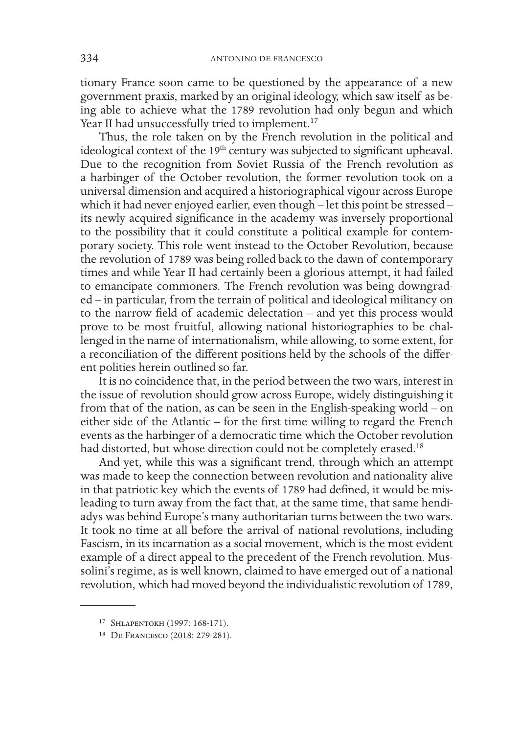tionary France soon came to be questioned by the appearance of a new government praxis, marked by an original ideology, which saw itself as being able to achieve what the 1789 revolution had only begun and which Year II had unsuccessfully tried to implement.[17]

Thus, the role taken on by the French revolution in the political and ideological context of the 19th century was subjected to significant upheaval. Due to the recognition from Soviet Russia of the French revolution as a harbinger of the October revolution, the former revolution took on a universal dimension and acquired a historiographical vigour across Europe which it had never enjoyed earlier, even though – let this point be stressed – its newly acquired significance in the academy was inversely proportional to the possibility that it could constitute a political example for contemporary society. This role went instead to the October Revolution, because the revolution of 1789 was being rolled back to the dawn of contemporary times and while Year II had certainly been a glorious attempt, it had failed to emancipate commoners. The French revolution was being downgraded – in particular, from the terrain of political and ideological militancy on to the narrow field of academic delectation – and yet this process would prove to be most fruitful, allowing national historiographies to be challenged in the name of internationalism, while allowing, to some extent, for a reconciliation of the different positions held by the schools of the different polities herein outlined so far.

It is no coincidence that, in the period between the two wars, interest in the issue of revolution should grow across Europe, widely distinguishing it from that of the nation, as can be seen in the English-speaking world – on either side of the Atlantic – for the first time willing to regard the French events as the harbinger of a democratic time which the October revolution had distorted, but whose direction could not be completely erased.[18]

And yet, while this was a significant trend, through which an attempt was made to keep the connection between revolution and nationality alive in that patriotic key which the events of 1789 had defined, it would be misleading to turn away from the fact that, at the same time, that same hendiadys was behind Europe's many authoritarian turns between the two wars. It took no time at all before the arrival of national revolutions, including Fascism, in its incarnation as a social movement, which is the most evident example of a direct appeal to the precedent of the French revolution. Mussolini's regime, as is well known, claimed to have emerged out of a national revolution, which had moved beyond the individualistic revolution of 1789,

---

[17] Shlapentokh (1997: 168-171).

[18] De Francesco (2018: 279-281).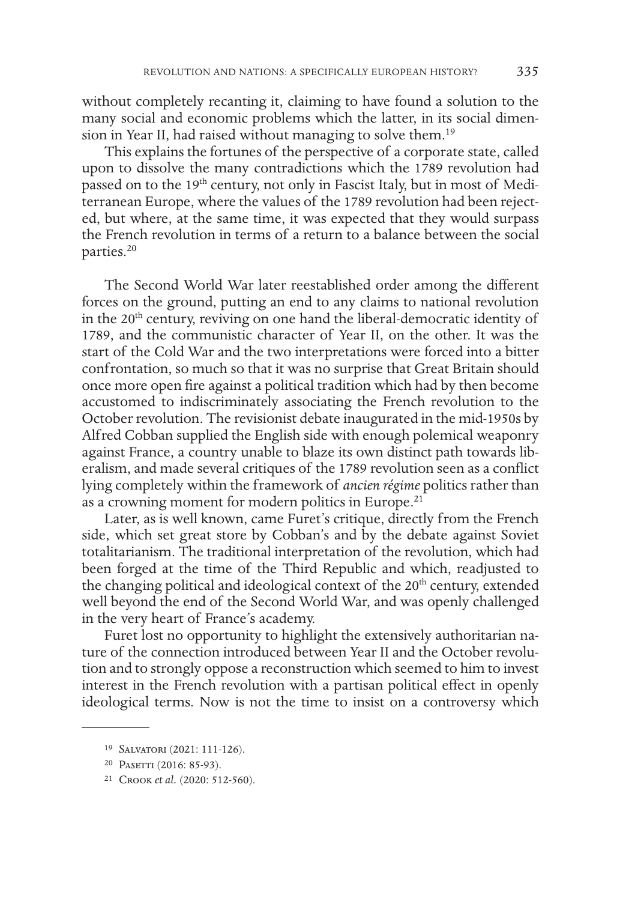without completely recanting it, claiming to have found a solution to the many social and economic problems which the latter, in its social dimension in Year II, had raised without managing to solve them.[19]

This explains the fortunes of the perspective of a corporate state, called upon to dissolve the many contradictions which the 1789 revolution had passed on to the 19th century, not only in Fascist Italy, but in most of Mediterranean Europe, where the values of the 1789 revolution had been rejected, but where, at the same time, it was expected that they would surpass the French revolution in terms of a return to a balance between the social parties.[20]

The Second World War later reestablished order among the different forces on the ground, putting an end to any claims to national revolution in the 20th century, reviving on one hand the liberal-democratic identity of 1789, and the communistic character of Year II, on the other. It was the start of the Cold War and the two interpretations were forced into a bitter confrontation, so much so that it was no surprise that Great Britain should once more open fire against a political tradition which had by then become accustomed to indiscriminately associating the French revolution to the October revolution. The revisionist debate inaugurated in the mid-1950s by Alfred Cobban supplied the English side with enough polemical weaponry against France, a country unable to blaze its own distinct path towards liberalism, and made several critiques of the 1789 revolution seen as a conflict lying completely within the framework of *ancien régime* politics rather than as a crowning moment for modern politics in Europe.[21]

Later, as is well known, came Furet's critique, directly from the French side, which set great store by Cobban's and by the debate against Soviet totalitarianism. The traditional interpretation of the revolution, which had been forged at the time of the Third Republic and which, readjusted to the changing political and ideological context of the 20th century, extended well beyond the end of the Second World War, and was openly challenged in the very heart of France's academy.

Furet lost no opportunity to highlight the extensively authoritarian nature of the connection introduced between Year II and the October revolution and to strongly oppose a reconstruction which seemed to him to invest interest in the French revolution with a partisan political effect in openly ideological terms. Now is not the time to insist on a controversy which

[19] Salvatori (2021: 111-126).

[20] Pasetti (2016: 85-93).

[21] Crook *et al.* (2020: 512-560).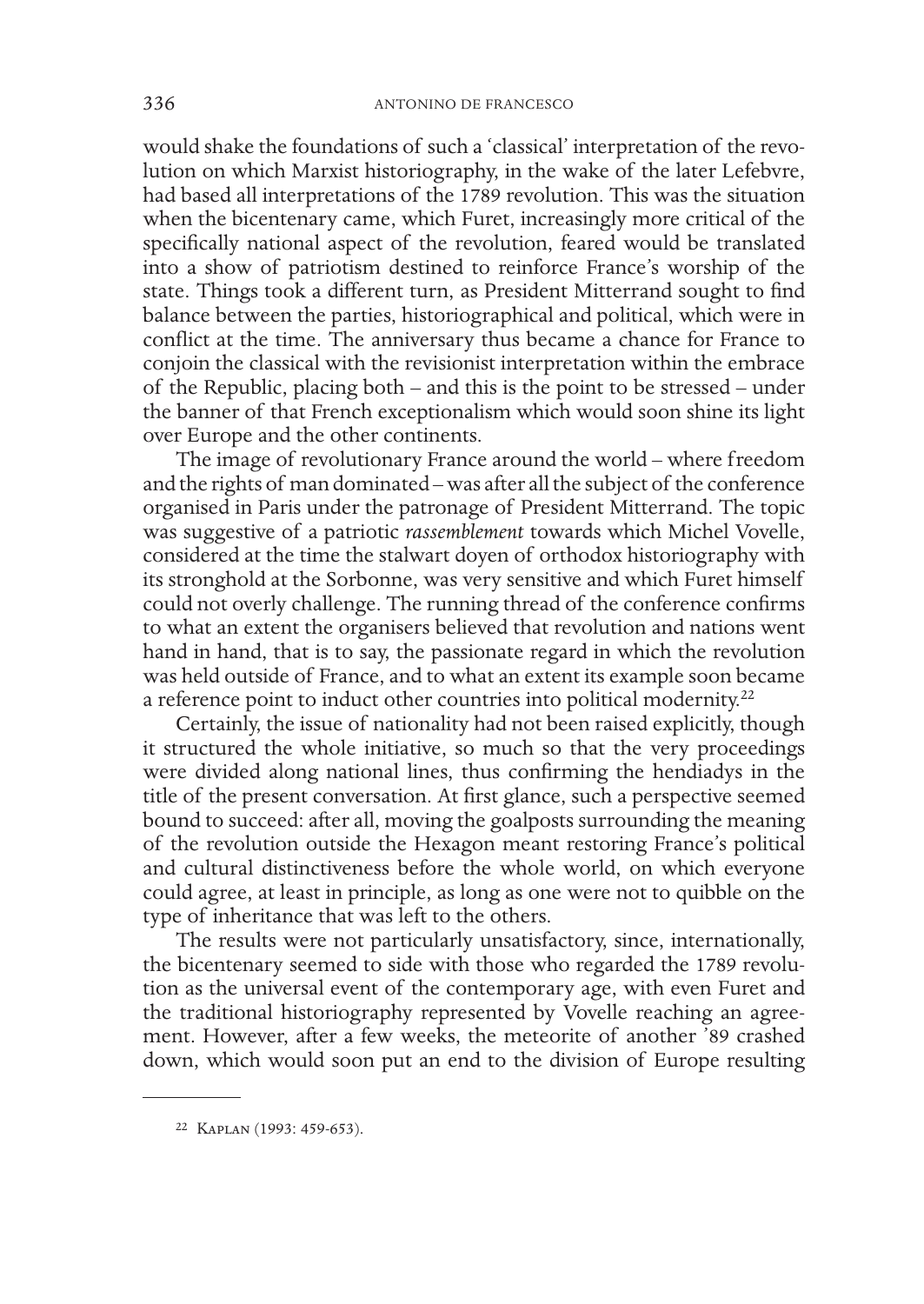would shake the foundations of such a 'classical' interpretation of the revolution on which Marxist historiography, in the wake of the later Lefebvre, had based all interpretations of the 1789 revolution. This was the situation when the bicentenary came, which Furet, increasingly more critical of the specifically national aspect of the revolution, feared would be translated into a show of patriotism destined to reinforce France's worship of the state. Things took a different turn, as President Mitterrand sought to find balance between the parties, historiographical and political, which were in conflict at the time. The anniversary thus became a chance for France to conjoin the classical with the revisionist interpretation within the embrace of the Republic, placing both – and this is the point to be stressed – under the banner of that French exceptionalism which would soon shine its light over Europe and the other continents.

The image of revolutionary France around the world – where freedom and the rights of man dominated – was after all the subject of the conference organised in Paris under the patronage of President Mitterrand. The topic was suggestive of a patriotic *rassemblement* towards which Michel Vovelle, considered at the time the stalwart doyen of orthodox historiography with its stronghold at the Sorbonne, was very sensitive and which Furet himself could not overly challenge. The running thread of the conference confirms to what an extent the organisers believed that revolution and nations went hand in hand, that is to say, the passionate regard in which the revolution was held outside of France, and to what an extent its example soon became a reference point to induct other countries into political modernity.[22]

Certainly, the issue of nationality had not been raised explicitly, though it structured the whole initiative, so much so that the very proceedings were divided along national lines, thus confirming the hendiadys in the title of the present conversation. At first glance, such a perspective seemed bound to succeed: after all, moving the goalposts surrounding the meaning of the revolution outside the Hexagon meant restoring France's political and cultural distinctiveness before the whole world, on which everyone could agree, at least in principle, as long as one were not to quibble on the type of inheritance that was left to the others.

The results were not particularly unsatisfactory, since, internationally, the bicentenary seemed to side with those who regarded the 1789 revolution as the universal event of the contemporary age, with even Furet and the traditional historiography represented by Vovelle reaching an agreement. However, after a few weeks, the meteorite of another '89 crashed down, which would soon put an end to the division of Europe resulting

---

22 Kaplan (1993: 459-653).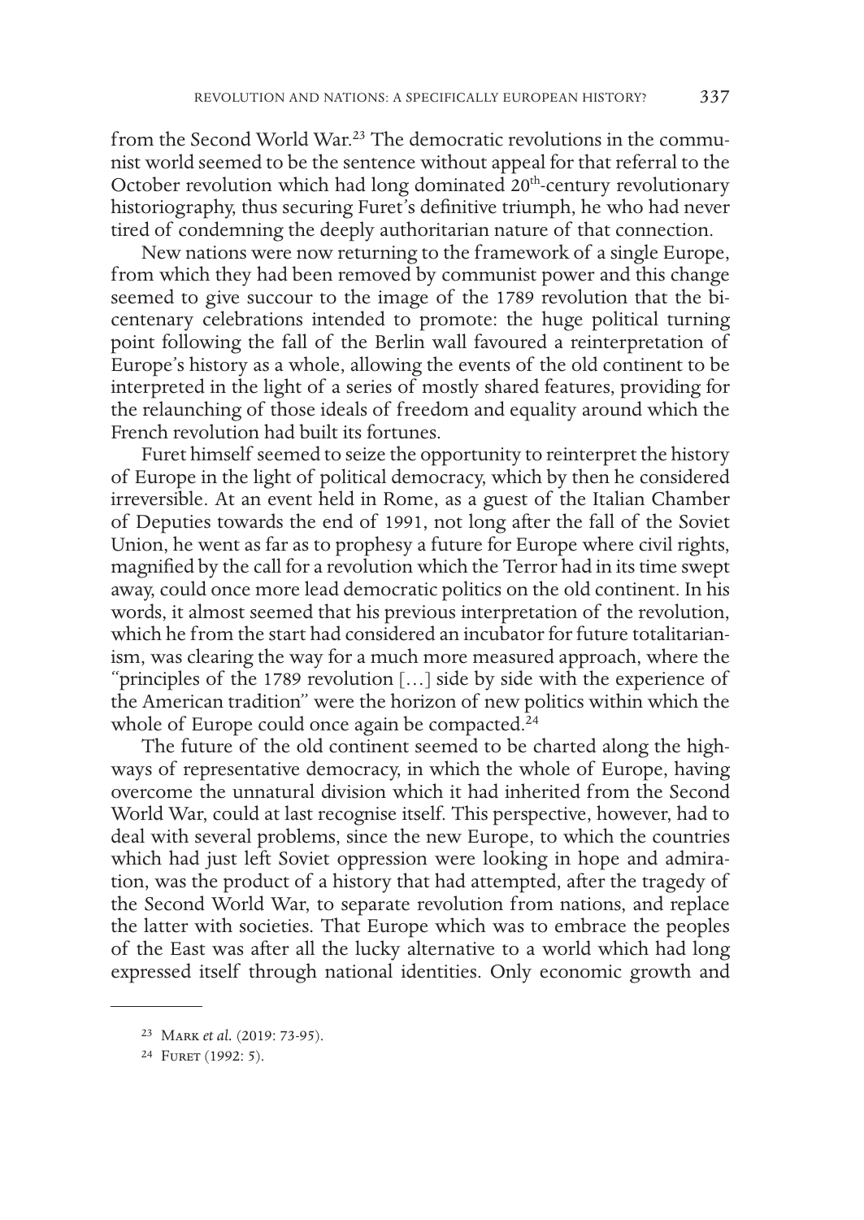from the Second World War.[23] The democratic revolutions in the communist world seemed to be the sentence without appeal for that referral to the October revolution which had long dominated 20th-century revolutionary historiography, thus securing Furet's definitive triumph, he who had never tired of condemning the deeply authoritarian nature of that connection.

New nations were now returning to the framework of a single Europe, from which they had been removed by communist power and this change seemed to give succour to the image of the 1789 revolution that the bicentenary celebrations intended to promote: the huge political turning point following the fall of the Berlin wall favoured a reinterpretation of Europe's history as a whole, allowing the events of the old continent to be interpreted in the light of a series of mostly shared features, providing for the relaunching of those ideals of freedom and equality around which the French revolution had built its fortunes.

Furet himself seemed to seize the opportunity to reinterpret the history of Europe in the light of political democracy, which by then he considered irreversible. At an event held in Rome, as a guest of the Italian Chamber of Deputies towards the end of 1991, not long after the fall of the Soviet Union, he went as far as to prophesy a future for Europe where civil rights, magnified by the call for a revolution which the Terror had in its time swept away, could once more lead democratic politics on the old continent. In his words, it almost seemed that his previous interpretation of the revolution, which he from the start had considered an incubator for future totalitarianism, was clearing the way for a much more measured approach, where the "principles of the 1789 revolution […] side by side with the experience of the American tradition" were the horizon of new politics within which the whole of Europe could once again be compacted.[24]

The future of the old continent seemed to be charted along the highways of representative democracy, in which the whole of Europe, having overcome the unnatural division which it had inherited from the Second World War, could at last recognise itself. This perspective, however, had to deal with several problems, since the new Europe, to which the countries which had just left Soviet oppression were looking in hope and admiration, was the product of a history that had attempted, after the tragedy of the Second World War, to separate revolution from nations, and replace the latter with societies. That Europe which was to embrace the peoples of the East was after all the lucky alternative to a world which had long expressed itself through national identities. Only economic growth and

---

[23] Mark *et al.* (2019: 73-95).

[24] Furet (1992: 5).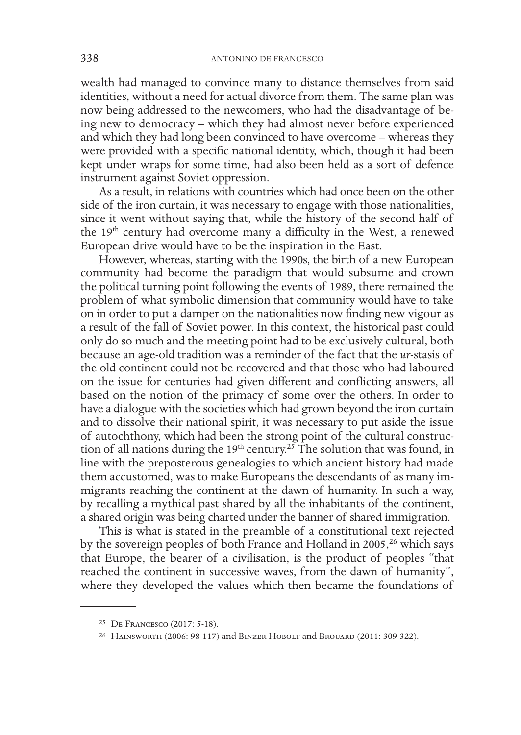wealth had managed to convince many to distance themselves from said identities, without a need for actual divorce from them. The same plan was now being addressed to the newcomers, who had the disadvantage of being new to democracy – which they had almost never before experienced and which they had long been convinced to have overcome – whereas they were provided with a specific national identity, which, though it had been kept under wraps for some time, had also been held as a sort of defence instrument against Soviet oppression.

As a result, in relations with countries which had once been on the other side of the iron curtain, it was necessary to engage with those nationalities, since it went without saying that, while the history of the second half of the 19th century had overcome many a difficulty in the West, a renewed European drive would have to be the inspiration in the East.

However, whereas, starting with the 1990s, the birth of a new European community had become the paradigm that would subsume and crown the political turning point following the events of 1989, there remained the problem of what symbolic dimension that community would have to take on in order to put a damper on the nationalities now finding new vigour as a result of the fall of Soviet power. In this context, the historical past could only do so much and the meeting point had to be exclusively cultural, both because an age-old tradition was a reminder of the fact that the *ur*-stasis of the old continent could not be recovered and that those who had laboured on the issue for centuries had given different and conflicting answers, all based on the notion of the primacy of some over the others. In order to have a dialogue with the societies which had grown beyond the iron curtain and to dissolve their national spirit, it was necessary to put aside the issue of autochthony, which had been the strong point of the cultural construction of all nations during the 19th century.[25] The solution that was found, in line with the preposterous genealogies to which ancient history had made them accustomed, was to make Europeans the descendants of as many immigrants reaching the continent at the dawn of humanity. In such a way, by recalling a mythical past shared by all the inhabitants of the continent, a shared origin was being charted under the banner of shared immigration.

This is what is stated in the preamble of a constitutional text rejected by the sovereign peoples of both France and Holland in 2005,[26] which says that Europe, the bearer of a civilisation, is the product of peoples "that reached the continent in successive waves, from the dawn of humanity", where they developed the values which then became the foundations of

---

[25] De Francesco (2017: 5-18).

[26] Hainsworth (2006: 98-117) and Binzer Hobolt and Brouard (2011: 309-322).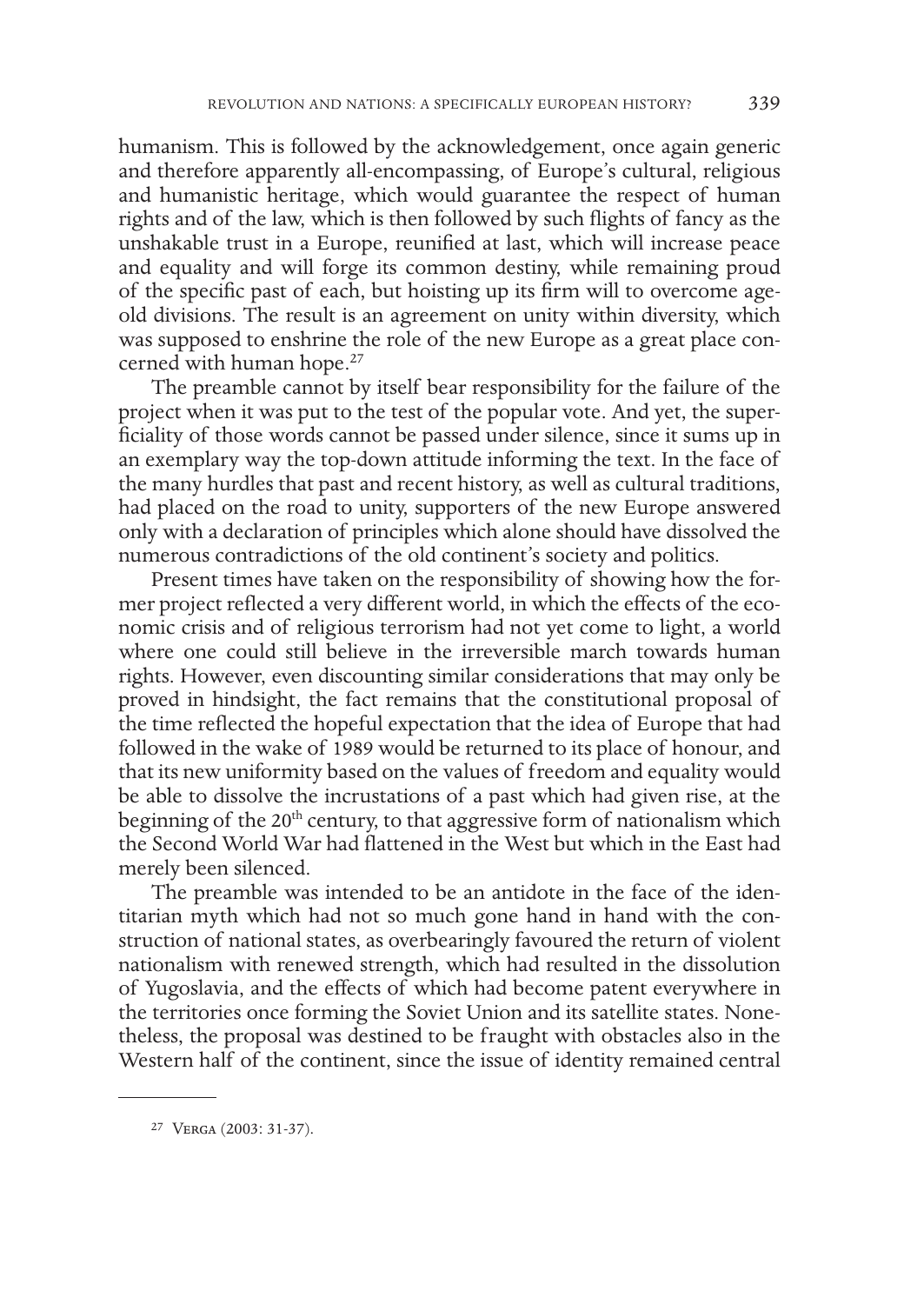humanism. This is followed by the acknowledgement, once again generic and therefore apparently all-encompassing, of Europe's cultural, religious and humanistic heritage, which would guarantee the respect of human rights and of the law, which is then followed by such flights of fancy as the unshakable trust in a Europe, reunified at last, which will increase peace and equality and will forge its common destiny, while remaining proud of the specific past of each, but hoisting up its firm will to overcome age-old divisions. The result is an agreement on unity within diversity, which was supposed to enshrine the role of the new Europe as a great place concerned with human hope.[27]

The preamble cannot by itself bear responsibility for the failure of the project when it was put to the test of the popular vote. And yet, the superficiality of those words cannot be passed under silence, since it sums up in an exemplary way the top-down attitude informing the text. In the face of the many hurdles that past and recent history, as well as cultural traditions, had placed on the road to unity, supporters of the new Europe answered only with a declaration of principles which alone should have dissolved the numerous contradictions of the old continent's society and politics.

Present times have taken on the responsibility of showing how the former project reflected a very different world, in which the effects of the economic crisis and of religious terrorism had not yet come to light, a world where one could still believe in the irreversible march towards human rights. However, even discounting similar considerations that may only be proved in hindsight, the fact remains that the constitutional proposal of the time reflected the hopeful expectation that the idea of Europe that had followed in the wake of 1989 would be returned to its place of honour, and that its new uniformity based on the values of freedom and equality would be able to dissolve the incrustations of a past which had given rise, at the beginning of the 20th century, to that aggressive form of nationalism which the Second World War had flattened in the West but which in the East had merely been silenced.

The preamble was intended to be an antidote in the face of the identitarian myth which had not so much gone hand in hand with the construction of national states, as overbearingly favoured the return of violent nationalism with renewed strength, which had resulted in the dissolution of Yugoslavia, and the effects of which had become patent everywhere in the territories once forming the Soviet Union and its satellite states. Nonetheless, the proposal was destined to be fraught with obstacles also in the Western half of the continent, since the issue of identity remained central

[27] Verga (2003: 31-37).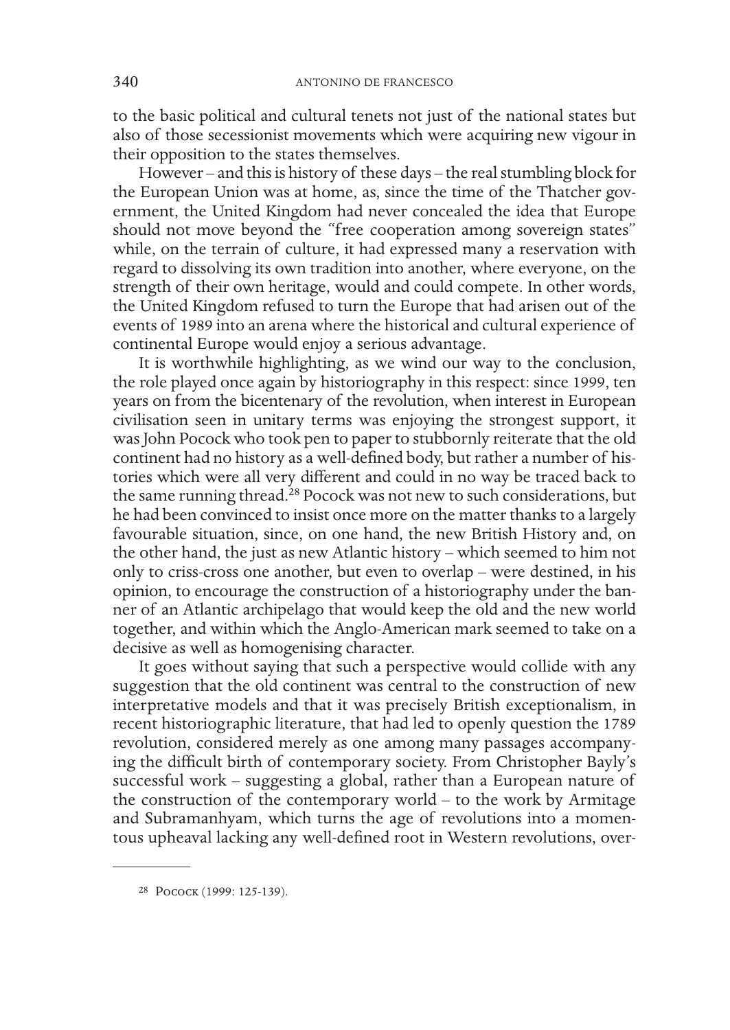to the basic political and cultural tenets not just of the national states but also of those secessionist movements which were acquiring new vigour in their opposition to the states themselves.

However – and this is history of these days – the real stumbling block for the European Union was at home, as, since the time of the Thatcher government, the United Kingdom had never concealed the idea that Europe should not move beyond the "free cooperation among sovereign states" while, on the terrain of culture, it had expressed many a reservation with regard to dissolving its own tradition into another, where everyone, on the strength of their own heritage, would and could compete. In other words, the United Kingdom refused to turn the Europe that had arisen out of the events of 1989 into an arena where the historical and cultural experience of continental Europe would enjoy a serious advantage.

It is worthwhile highlighting, as we wind our way to the conclusion, the role played once again by historiography in this respect: since 1999, ten years on from the bicentenary of the revolution, when interest in European civilisation seen in unitary terms was enjoying the strongest support, it was John Pocock who took pen to paper to stubbornly reiterate that the old continent had no history as a well-defined body, but rather a number of histories which were all very different and could in no way be traced back to the same running thread.[28] Pocock was not new to such considerations, but he had been convinced to insist once more on the matter thanks to a largely favourable situation, since, on one hand, the new British History and, on the other hand, the just as new Atlantic history – which seemed to him not only to criss-cross one another, but even to overlap – were destined, in his opinion, to encourage the construction of a historiography under the banner of an Atlantic archipelago that would keep the old and the new world together, and within which the Anglo-American mark seemed to take on a decisive as well as homogenising character.

It goes without saying that such a perspective would collide with any suggestion that the old continent was central to the construction of new interpretative models and that it was precisely British exceptionalism, in recent historiographic literature, that had led to openly question the 1789 revolution, considered merely as one among many passages accompanying the difficult birth of contemporary society. From Christopher Bayly's successful work – suggesting a global, rather than a European nature of the construction of the contemporary world – to the work by Armitage and Subramanhyam, which turns the age of revolutions into a momentous upheaval lacking any well-defined root in Western revolutions, over-

---

[28] Pocock (1999: 125-139).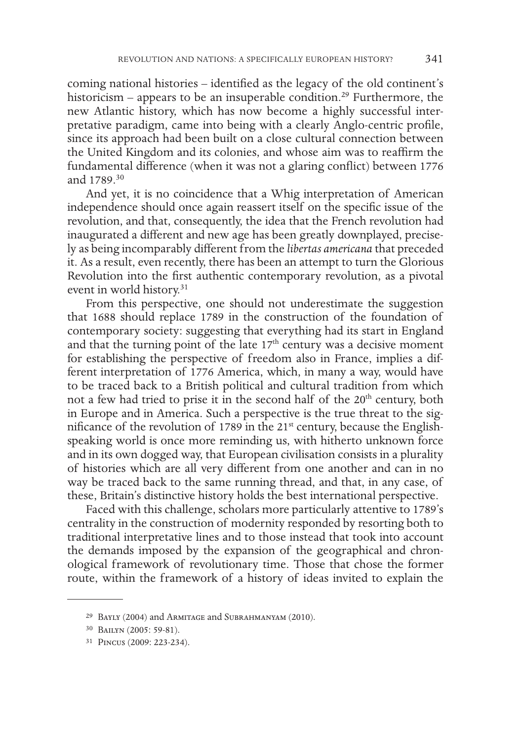coming national histories – identified as the legacy of the old continent's historicism – appears to be an insuperable condition.[29] Furthermore, the new Atlantic history, which has now become a highly successful interpretative paradigm, came into being with a clearly Anglo-centric profile, since its approach had been built on a close cultural connection between the United Kingdom and its colonies, and whose aim was to reaffirm the fundamental difference (when it was not a glaring conflict) between 1776 and 1789.[30]

And yet, it is no coincidence that a Whig interpretation of American independence should once again reassert itself on the specific issue of the revolution, and that, consequently, the idea that the French revolution had inaugurated a different and new age has been greatly downplayed, precisely as being incomparably different from the *libertas americana* that preceded it. As a result, even recently, there has been an attempt to turn the Glorious Revolution into the first authentic contemporary revolution, as a pivotal event in world history.[31]

From this perspective, one should not underestimate the suggestion that 1688 should replace 1789 in the construction of the foundation of contemporary society: suggesting that everything had its start in England and that the turning point of the late 17th century was a decisive moment for establishing the perspective of freedom also in France, implies a different interpretation of 1776 America, which, in many a way, would have to be traced back to a British political and cultural tradition from which not a few had tried to prise it in the second half of the 20th century, both in Europe and in America. Such a perspective is the true threat to the significance of the revolution of 1789 in the 21st century, because the English-speaking world is once more reminding us, with hitherto unknown force and in its own dogged way, that European civilisation consists in a plurality of histories which are all very different from one another and can in no way be traced back to the same running thread, and that, in any case, of these, Britain's distinctive history holds the best international perspective.

Faced with this challenge, scholars more particularly attentive to 1789's centrality in the construction of modernity responded by resorting both to traditional interpretative lines and to those instead that took into account the demands imposed by the expansion of the geographical and chronological framework of revolutionary time. Those that chose the former route, within the framework of a history of ideas invited to explain the

---

29 Bayly (2004) and Armitage and Subrahmanyam (2010).

30 Bailyn (2005: 59-81).

31 Pincus (2009: 223-234).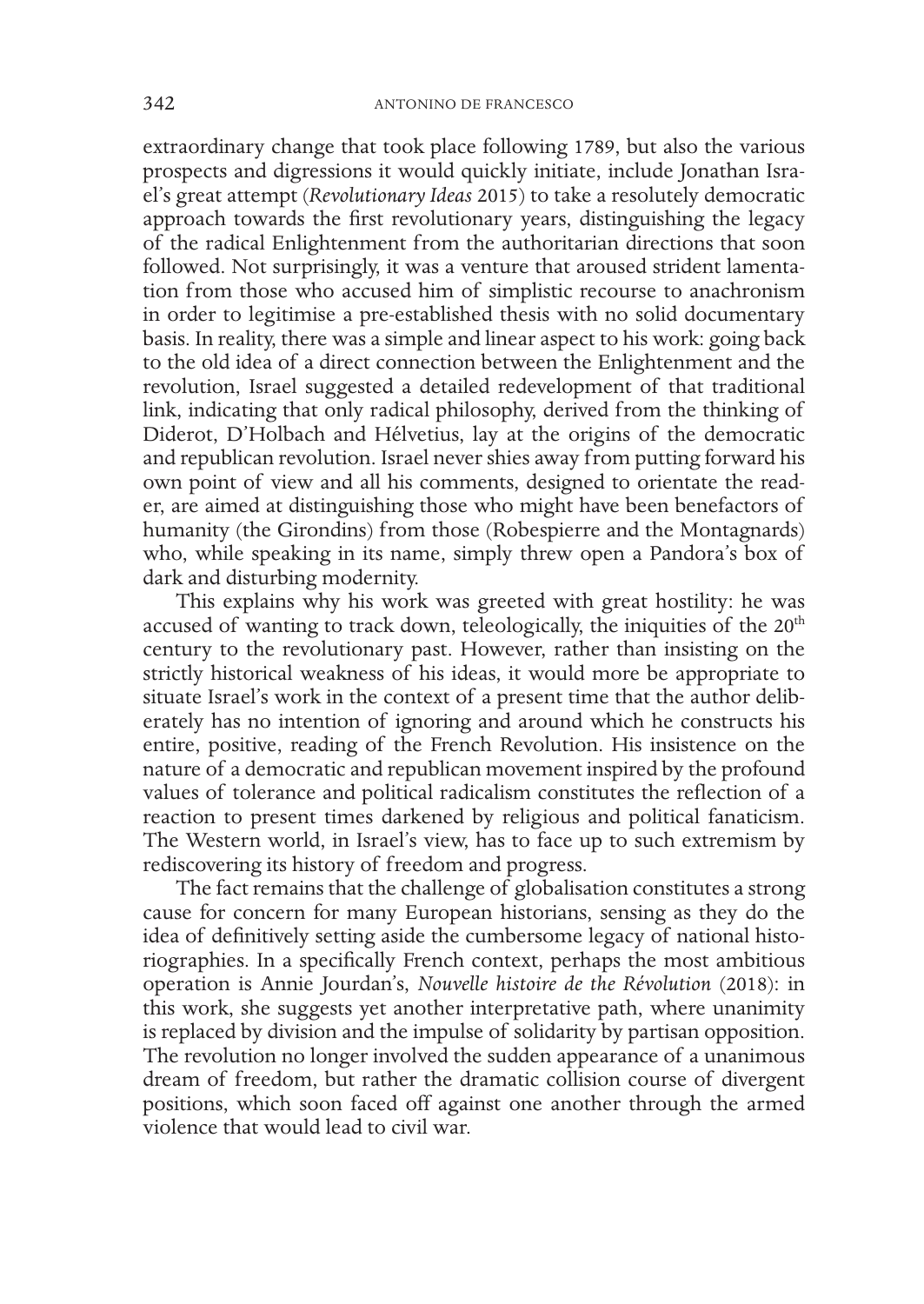extraordinary change that took place following 1789, but also the various prospects and digressions it would quickly initiate, include Jonathan Israel's great attempt (*Revolutionary Ideas* 2015) to take a resolutely democratic approach towards the first revolutionary years, distinguishing the legacy of the radical Enlightenment from the authoritarian directions that soon followed. Not surprisingly, it was a venture that aroused strident lamentation from those who accused him of simplistic recourse to anachronism in order to legitimise a pre-established thesis with no solid documentary basis. In reality, there was a simple and linear aspect to his work: going back to the old idea of a direct connection between the Enlightenment and the revolution, Israel suggested a detailed redevelopment of that traditional link, indicating that only radical philosophy, derived from the thinking of Diderot, D'Holbach and Hélvetius, lay at the origins of the democratic and republican revolution. Israel never shies away from putting forward his own point of view and all his comments, designed to orientate the reader, are aimed at distinguishing those who might have been benefactors of humanity (the Girondins) from those (Robespierre and the Montagnards) who, while speaking in its name, simply threw open a Pandora's box of dark and disturbing modernity.

This explains why his work was greeted with great hostility: he was accused of wanting to track down, teleologically, the iniquities of the 20th century to the revolutionary past. However, rather than insisting on the strictly historical weakness of his ideas, it would more be appropriate to situate Israel's work in the context of a present time that the author deliberately has no intention of ignoring and around which he constructs his entire, positive, reading of the French Revolution. His insistence on the nature of a democratic and republican movement inspired by the profound values of tolerance and political radicalism constitutes the reflection of a reaction to present times darkened by religious and political fanaticism. The Western world, in Israel's view, has to face up to such extremism by rediscovering its history of freedom and progress.

The fact remains that the challenge of globalisation constitutes a strong cause for concern for many European historians, sensing as they do the idea of definitively setting aside the cumbersome legacy of national historiographies. In a specifically French context, perhaps the most ambitious operation is Annie Jourdan's, *Nouvelle histoire de the Révolution* (2018): in this work, she suggests yet another interpretative path, where unanimity is replaced by division and the impulse of solidarity by partisan opposition. The revolution no longer involved the sudden appearance of a unanimous dream of freedom, but rather the dramatic collision course of divergent positions, which soon faced off against one another through the armed violence that would lead to civil war.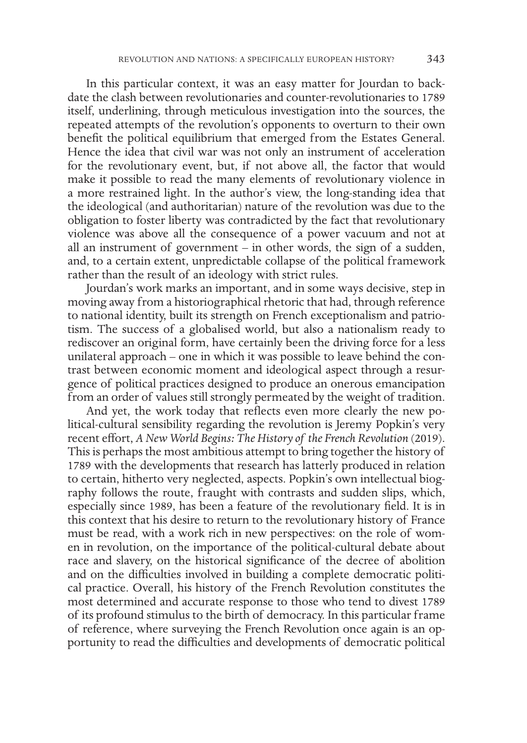In this particular context, it was an easy matter for Jourdan to backdate the clash between revolutionaries and counter-revolutionaries to 1789 itself, underlining, through meticulous investigation into the sources, the repeated attempts of the revolution's opponents to overturn to their own benefit the political equilibrium that emerged from the Estates General. Hence the idea that civil war was not only an instrument of acceleration for the revolutionary event, but, if not above all, the factor that would make it possible to read the many elements of revolutionary violence in a more restrained light. In the author's view, the long-standing idea that the ideological (and authoritarian) nature of the revolution was due to the obligation to foster liberty was contradicted by the fact that revolutionary violence was above all the consequence of a power vacuum and not at all an instrument of government – in other words, the sign of a sudden, and, to a certain extent, unpredictable collapse of the political framework rather than the result of an ideology with strict rules.

Jourdan's work marks an important, and in some ways decisive, step in moving away from a historiographical rhetoric that had, through reference to national identity, built its strength on French exceptionalism and patriotism. The success of a globalised world, but also a nationalism ready to rediscover an original form, have certainly been the driving force for a less unilateral approach – one in which it was possible to leave behind the contrast between economic moment and ideological aspect through a resurgence of political practices designed to produce an onerous emancipation from an order of values still strongly permeated by the weight of tradition.

And yet, the work today that reflects even more clearly the new political-cultural sensibility regarding the revolution is Jeremy Popkin's very recent effort, *A New World Begins: The History of the French Revolution* (2019). This is perhaps the most ambitious attempt to bring together the history of 1789 with the developments that research has latterly produced in relation to certain, hitherto very neglected, aspects. Popkin's own intellectual biography follows the route, fraught with contrasts and sudden slips, which, especially since 1989, has been a feature of the revolutionary field. It is in this context that his desire to return to the revolutionary history of France must be read, with a work rich in new perspectives: on the role of women in revolution, on the importance of the political-cultural debate about race and slavery, on the historical significance of the decree of abolition and on the difficulties involved in building a complete democratic political practice. Overall, his history of the French Revolution constitutes the most determined and accurate response to those who tend to divest 1789 of its profound stimulus to the birth of democracy. In this particular frame of reference, where surveying the French Revolution once again is an opportunity to read the difficulties and developments of democratic political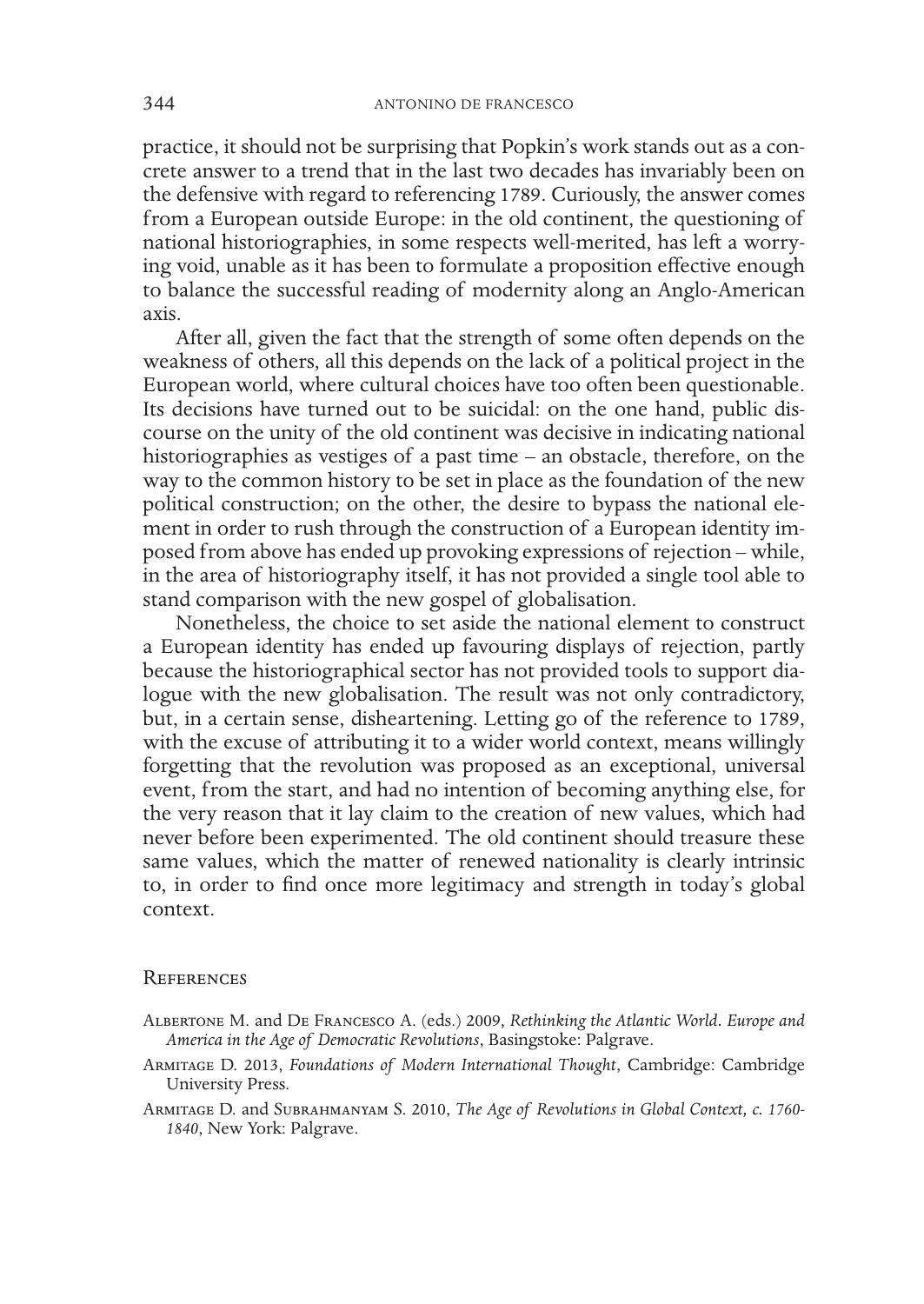practice, it should not be surprising that Popkin's work stands out as a concrete answer to a trend that in the last two decades has invariably been on the defensive with regard to referencing 1789. Curiously, the answer comes from a European outside Europe: in the old continent, the questioning of national historiographies, in some respects well-merited, has left a worrying void, unable as it has been to formulate a proposition effective enough to balance the successful reading of modernity along an Anglo-American axis.

After all, given the fact that the strength of some often depends on the weakness of others, all this depends on the lack of a political project in the European world, where cultural choices have too often been questionable. Its decisions have turned out to be suicidal: on the one hand, public discourse on the unity of the old continent was decisive in indicating national historiographies as vestiges of a past time – an obstacle, therefore, on the way to the common history to be set in place as the foundation of the new political construction; on the other, the desire to bypass the national element in order to rush through the construction of a European identity imposed from above has ended up provoking expressions of rejection – while, in the area of historiography itself, it has not provided a single tool able to stand comparison with the new gospel of globalisation.

Nonetheless, the choice to set aside the national element to construct a European identity has ended up favouring displays of rejection, partly because the historiographical sector has not provided tools to support dialogue with the new globalisation. The result was not only contradictory, but, in a certain sense, disheartening. Letting go of the reference to 1789, with the excuse of attributing it to a wider world context, means willingly forgetting that the revolution was proposed as an exceptional, universal event, from the start, and had no intention of becoming anything else, for the very reason that it lay claim to the creation of new values, which had never before been experimented. The old continent should treasure these same values, which the matter of renewed nationality is clearly intrinsic to, in order to find once more legitimacy and strength in today's global context.

## References

Albertone M. and De Francesco A. (eds.) 2009, *Rethinking the Atlantic World. Europe and America in the Age of Democratic Revolutions*, Basingstoke: Palgrave.

Armitage D. 2013, *Foundations of Modern International Thought*, Cambridge: Cambridge University Press.

Armitage D. and Subrahmanyam S. 2010, *The Age of Revolutions in Global Context, c. 1760-1840*, New York: Palgrave.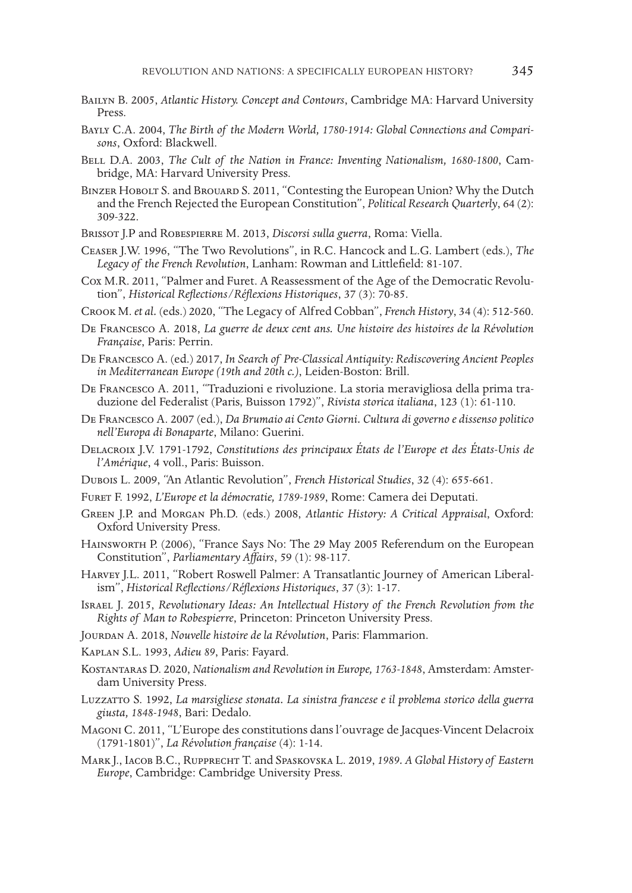Bailyn B. 2005, *Atlantic History. Concept and Contours*, Cambridge MA: Harvard University Press.

Bayly C.A. 2004, *The Birth of the Modern World, 1780-1914: Global Connections and Comparisons*, Oxford: Blackwell.

Bell D.A. 2003, *The Cult of the Nation in France: Inventing Nationalism, 1680-1800*, Cambridge, MA: Harvard University Press.

Binzer Hobolt S. and Brouard S. 2011, "Contesting the European Union? Why the Dutch and the French Rejected the European Constitution", *Political Research Quarterly*, 64 (2): 309-322.

Brissot J.P and Robespierre M. 2013, *Discorsi sulla guerra*, Roma: Viella.

Ceaser J.W. 1996, "The Two Revolutions", in R.C. Hancock and L.G. Lambert (eds.), *The Legacy of the French Revolution*, Lanham: Rowman and Littlefield: 81-107.

Cox M.R. 2011, "Palmer and Furet. A Reassessment of the Age of the Democratic Revolution", *Historical Reflections/Réflexions Historiques*, 37 (3): 70-85.

Crook M. *et al.* (eds.) 2020, "The Legacy of Alfred Cobban", *French History*, 34 (4): 512-560.

De Francesco A. 2018, *La guerre de deux cent ans. Une histoire des histoires de la Révolution Française*, Paris: Perrin.

De Francesco A. (ed.) 2017, *In Search of Pre-Classical Antiquity: Rediscovering Ancient Peoples in Mediterranean Europe (19th and 20th c.)*, Leiden-Boston: Brill.

De Francesco A. 2011, "Traduzioni e rivoluzione. La storia meravigliosa della prima traduzione del Federalist (Paris, Buisson 1792)", *Rivista storica italiana*, 123 (1): 61-110.

De Francesco A. 2007 (ed.), *Da Brumaio ai Cento Giorni. Cultura di governo e dissenso politico nell'Europa di Bonaparte*, Milano: Guerini.

Delacroix J.V. 1791-1792, *Constitutions des principaux États de l'Europe et des États-Unis de l'Amérique*, 4 voll., Paris: Buisson.

Dubois L. 2009, "An Atlantic Revolution", *French Historical Studies*, 32 (4): 655-661.

Furet F. 1992, *L'Europe et la démocratie, 1789-1989*, Rome: Camera dei Deputati.

Green J.P. and Morgan Ph.D. (eds.) 2008, *Atlantic History: A Critical Appraisal*, Oxford: Oxford University Press.

Hainsworth P. (2006), "France Says No: The 29 May 2005 Referendum on the European Constitution", *Parliamentary Affairs*, 59 (1): 98-117.

Harvey J.L. 2011, "Robert Roswell Palmer: A Transatlantic Journey of American Liberalism", *Historical Reflections/Réflexions Historiques*, 37 (3): 1-17.

Israel J. 2015, *Revolutionary Ideas: An Intellectual History of the French Revolution from the Rights of Man to Robespierre*, Princeton: Princeton University Press.

Jourdan A. 2018, *Nouvelle histoire de la Révolution*, Paris: Flammarion.

Kaplan S.L. 1993, *Adieu 89*, Paris: Fayard.

Kostantaras D. 2020, *Nationalism and Revolution in Europe, 1763-1848*, Amsterdam: Amsterdam University Press.

Luzzatto S. 1992, *La marsigliese stonata. La sinistra francese e il problema storico della guerra giusta, 1848-1948*, Bari: Dedalo.

Magoni C. 2011, "L'Europe des constitutions dans l'ouvrage de Jacques-Vincent Delacroix (1791-1801)", *La Révolution française* (4): 1-14.

Mark J., Iacob B.C., Rupprecht T. and Spaskovska L. 2019, *1989. A Global History of Eastern Europe*, Cambridge: Cambridge University Press.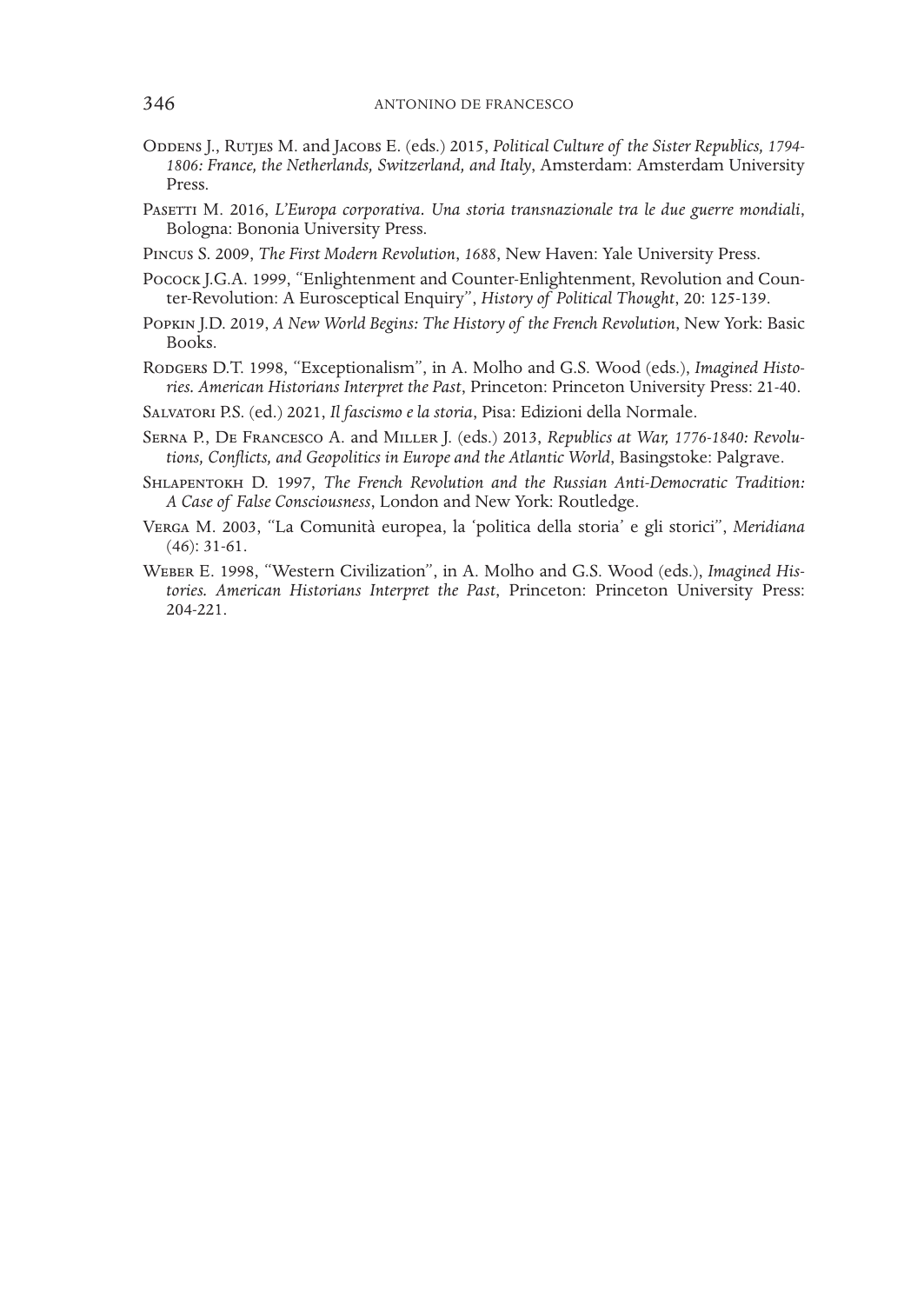Oddens J., Rutjes M. and Jacobs E. (eds.) 2015, *Political Culture of the Sister Republics, 1794-1806: France, the Netherlands, Switzerland, and Italy*, Amsterdam: Amsterdam University Press.

Pasetti M. 2016, *L'Europa corporativa. Una storia transnazionale tra le due guerre mondiali*, Bologna: Bononia University Press.

Pincus S. 2009, *The First Modern Revolution, 1688*, New Haven: Yale University Press.

Pocock J.G.A. 1999, "Enlightenment and Counter-Enlightenment, Revolution and Counter-Revolution: A Eurosceptical Enquiry", *History of Political Thought*, 20: 125-139.

Popkin J.D. 2019, *A New World Begins: The History of the French Revolution*, New York: Basic Books.

Rodgers D.T. 1998, "Exceptionalism", in A. Molho and G.S. Wood (eds.), *Imagined Histories. American Historians Interpret the Past*, Princeton: Princeton University Press: 21-40.

Salvatori P.S. (ed.) 2021, *Il fascismo e la storia*, Pisa: Edizioni della Normale.

Serna P., De Francesco A. and Miller J. (eds.) 2013, *Republics at War, 1776-1840: Revolutions, Conflicts, and Geopolitics in Europe and the Atlantic World*, Basingstoke: Palgrave.

Shlapentokh D. 1997, *The French Revolution and the Russian Anti-Democratic Tradition: A Case of False Consciousness*, London and New York: Routledge.

Verga M. 2003, "La Comunità europea, la 'politica della storia' e gli storici", *Meridiana* (46): 31-61.

Weber E. 1998, "Western Civilization", in A. Molho and G.S. Wood (eds.), *Imagined Histories. American Historians Interpret the Past*, Princeton: Princeton University Press: 204-221.